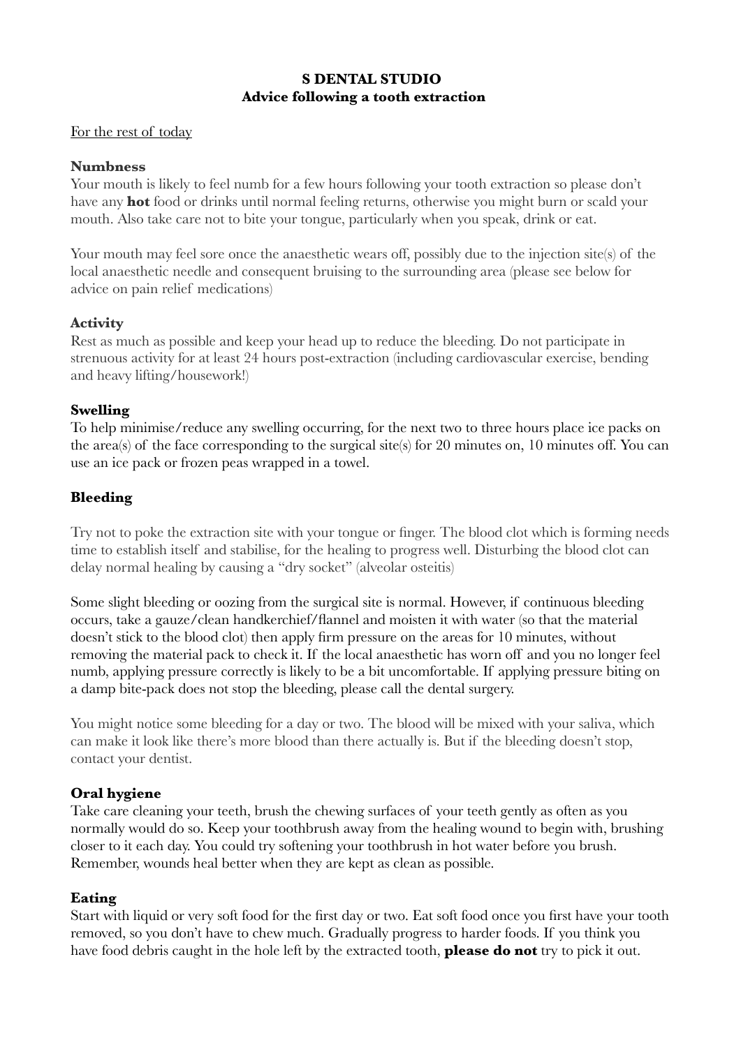# S DENTAL STUDIO
## Advice following a tooth extraction

<u>For the rest of today</u>

### Numbness

Your mouth is likely to feel numb for a few hours following your tooth extraction so please don't have any **hot** food or drinks until normal feeling returns, otherwise you might burn or scald your mouth. Also take care not to bite your tongue, particularly when you speak, drink or eat.

Your mouth may feel sore once the anaesthetic wears off, possibly due to the injection site(s) of the local anaesthetic needle and consequent bruising to the surrounding area (please see below for advice on pain relief medications)

### Activity

Rest as much as possible and keep your head up to reduce the bleeding. Do not participate in strenuous activity for at least 24 hours post-extraction (including cardiovascular exercise, bending and heavy lifting/housework!)

### Swelling

To help minimise/reduce any swelling occurring, for the next two to three hours place ice packs on the area(s) of the face corresponding to the surgical site(s) for 20 minutes on, 10 minutes off. You can use an ice pack or frozen peas wrapped in a towel.

### Bleeding

Try not to poke the extraction site with your tongue or finger. The blood clot which is forming needs time to establish itself and stabilise, for the healing to progress well. Disturbing the blood clot can delay normal healing by causing a "dry socket" (alveolar osteitis)

Some slight bleeding or oozing from the surgical site is normal. However, if continuous bleeding occurs, take a gauze/clean handkerchief/flannel and moisten it with water (so that the material doesn't stick to the blood clot) then apply firm pressure on the areas for 10 minutes, without removing the material pack to check it. If the local anaesthetic has worn off and you no longer feel numb, applying pressure correctly is likely to be a bit uncomfortable. If applying pressure biting on a damp bite-pack does not stop the bleeding, please call the dental surgery.

You might notice some bleeding for a day or two. The blood will be mixed with your saliva, which can make it look like there's more blood than there actually is. But if the bleeding doesn't stop, contact your dentist.

### Oral hygiene

Take care cleaning your teeth, brush the chewing surfaces of your teeth gently as often as you normally would do so. Keep your toothbrush away from the healing wound to begin with, brushing closer to it each day. You could try softening your toothbrush in hot water before you brush. Remember, wounds heal better when they are kept as clean as possible.

### Eating

Start with liquid or very soft food for the first day or two. Eat soft food once you first have your tooth removed, so you don't have to chew much. Gradually progress to harder foods. If you think you have food debris caught in the hole left by the extracted tooth, **please do not** try to pick it out.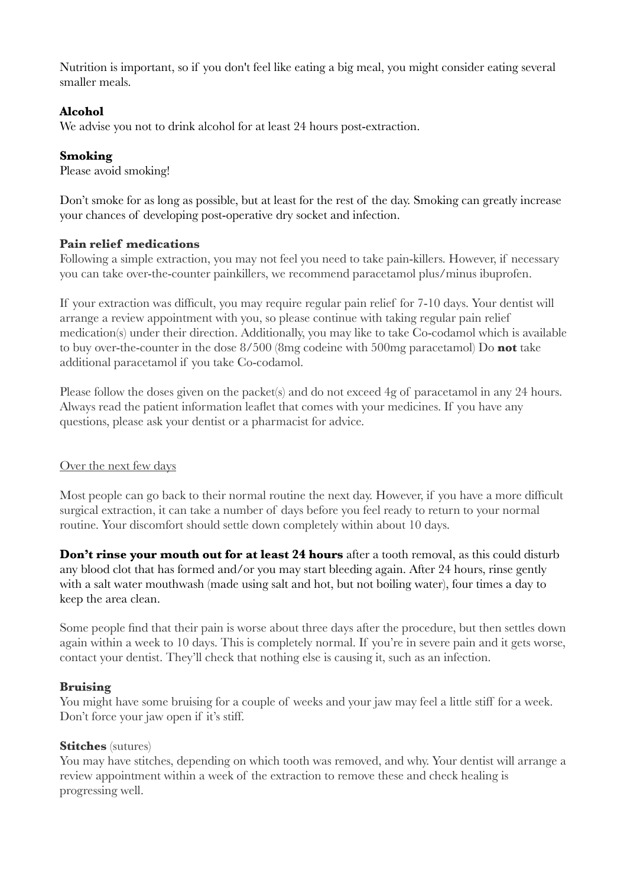Nutrition is important, so if you don't feel like eating a big meal, you might consider eating several smaller meals.

**Alcohol**
We advise you not to drink alcohol for at least 24 hours post-extraction.

**Smoking**
Please avoid smoking!

Don't smoke for as long as possible, but at least for the rest of the day. Smoking can greatly increase your chances of developing post-operative dry socket and infection.

**Pain relief medications**
Following a simple extraction, you may not feel you need to take pain-killers. However, if necessary you can take over-the-counter painkillers, we recommend paracetamol plus/minus ibuprofen.

If your extraction was difficult, you may require regular pain relief for 7-10 days. Your dentist will arrange a review appointment with you, so please continue with taking regular pain relief medication(s) under their direction. Additionally, you may like to take Co-codamol which is available to buy over-the-counter in the dose 8/500 (8mg codeine with 500mg paracetamol) Do **not** take additional paracetamol if you take Co-codamol.

Please follow the doses given on the packet(s) and do not exceed 4g of paracetamol in any 24 hours. Always read the patient information leaflet that comes with your medicines. If you have any questions, please ask your dentist or a pharmacist for advice.

<u>Over the next few days</u>

Most people can go back to their normal routine the next day. However, if you have a more difficult surgical extraction, it can take a number of days before you feel ready to return to your normal routine. Your discomfort should settle down completely within about 10 days.

**Don't rinse your mouth out for at least 24 hours** after a tooth removal, as this could disturb any blood clot that has formed and/or you may start bleeding again. After 24 hours, rinse gently with a salt water mouthwash (made using salt and hot, but not boiling water), four times a day to keep the area clean.

Some people find that their pain is worse about three days after the procedure, but then settles down again within a week to 10 days. This is completely normal. If you're in severe pain and it gets worse, contact your dentist. They'll check that nothing else is causing it, such as an infection.

**Bruising**
You might have some bruising for a couple of weeks and your jaw may feel a little stiff for a week. Don't force your jaw open if it's stiff.

**Stitches** (sutures)
You may have stitches, depending on which tooth was removed, and why. Your dentist will arrange a review appointment within a week of the extraction to remove these and check healing is progressing well.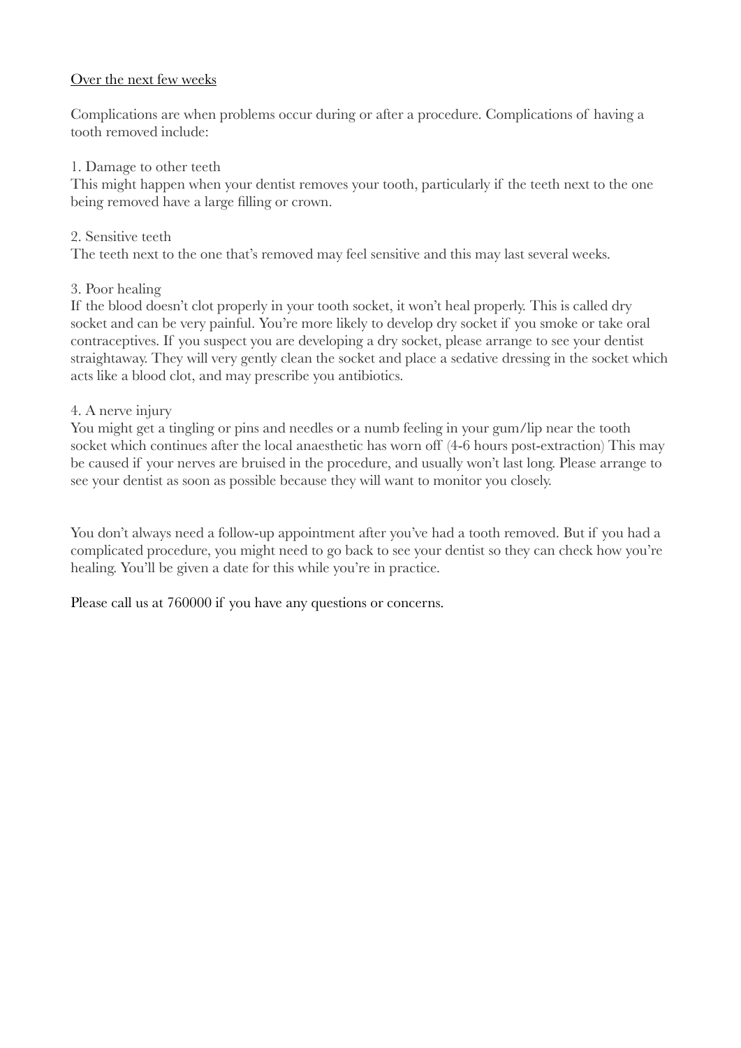<u>Over the next few weeks</u>

Complications are when problems occur during or after a procedure. Complications of having a tooth removed include:

1. Damage to other teeth
This might happen when your dentist removes your tooth, particularly if the teeth next to the one being removed have a large filling or crown.

2. Sensitive teeth
The teeth next to the one that's removed may feel sensitive and this may last several weeks.

3. Poor healing
If the blood doesn't clot properly in your tooth socket, it won't heal properly. This is called dry socket and can be very painful. You're more likely to develop dry socket if you smoke or take oral contraceptives. If you suspect you are developing a dry socket, please arrange to see your dentist straightaway. They will very gently clean the socket and place a sedative dressing in the socket which acts like a blood clot, and may prescribe you antibiotics.

4. A nerve injury
You might get a tingling or pins and needles or a numb feeling in your gum/lip near the tooth socket which continues after the local anaesthetic has worn off (4-6 hours post-extraction) This may be caused if your nerves are bruised in the procedure, and usually won't last long. Please arrange to see your dentist as soon as possible because they will want to monitor you closely.

You don't always need a follow-up appointment after you've had a tooth removed. But if you had a complicated procedure, you might need to go back to see your dentist so they can check how you're healing. You'll be given a date for this while you're in practice.

Please call us at 760000 if you have any questions or concerns.